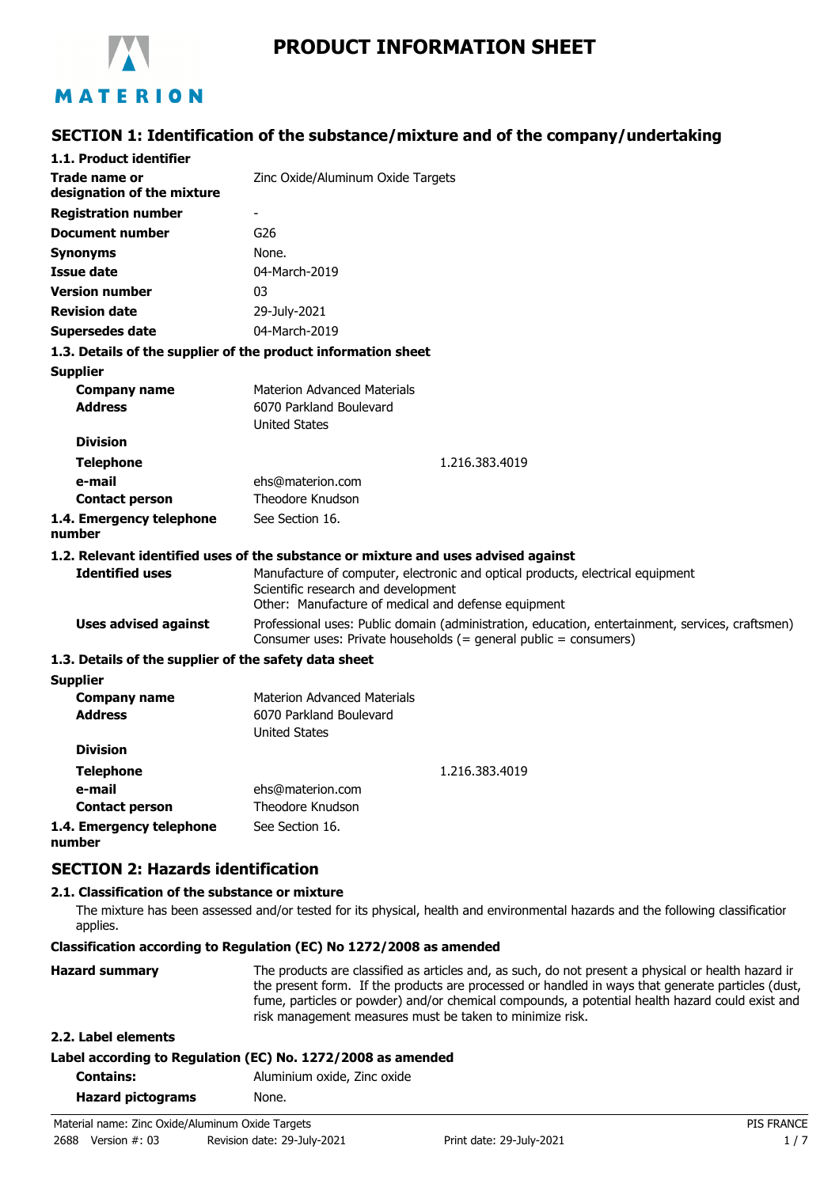# PRODUCT INFORMATION SHEET

## SECTION 1: Identification of the substance/mixture and of the company/undertaking

**1.1. Product identifier**

| | |
|---|---|
| **Trade name or designation of the mixture** | Zinc Oxide/Aluminum Oxide Targets |
| **Registration number** | - |
| **Document number** | G26 |
| **Synonyms** | None. |
| **Issue date** | 04-March-2019 |
| **Version number** | 03 |
| **Revision date** | 29-July-2021 |
| **Supersedes date** | 04-March-2019 |

**1.3. Details of the supplier of the product information sheet**

**Supplier**

| | |
|---|---|
| **Company name** | Materion Advanced Materials |
| **Address** | 6070 Parkland Boulevard<br>United States |
| **Division** | |
| **Telephone** | 1.216.383.4019 |
| **e-mail** | ehs@materion.com |
| **Contact person** | Theodore Knudson |
| **1.4. Emergency telephone number** | See Section 16. |

**1.2. Relevant identified uses of the substance or mixture and uses advised against**

| | |
|---|---|
| **Identified uses** | Manufacture of computer, electronic and optical products, electrical equipment<br>Scientific research and development<br>Other: Manufacture of medical and defense equipment |
| **Uses advised against** | Professional uses: Public domain (administration, education, entertainment, services, craftsmen)<br>Consumer uses: Private households (= general public = consumers) |

**1.3. Details of the supplier of the safety data sheet**

**Supplier**

| | |
|---|---|
| **Company name** | Materion Advanced Materials |
| **Address** | 6070 Parkland Boulevard<br>United States |
| **Division** | |
| **Telephone** | 1.216.383.4019 |
| **e-mail** | ehs@materion.com |
| **Contact person** | Theodore Knudson |
| **1.4. Emergency telephone number** | See Section 16. |

## SECTION 2: Hazards identification

**2.1. Classification of the substance or mixture**

The mixture has been assessed and/or tested for its physical, health and environmental hazards and the following classification applies.

**Classification according to Regulation (EC) No 1272/2008 as amended**

**Hazard summary** The products are classified as articles and, as such, do not present a physical or health hazard in the present form. If the products are processed or handled in ways that generate particles (dust, fume, particles or powder) and/or chemical compounds, a potential health hazard could exist and risk management measures must be taken to minimize risk.

**2.2. Label elements**

**Label according to Regulation (EC) No. 1272/2008 as amended**

| | |
|---|---|
| **Contains:** | Aluminium oxide, Zinc oxide |
| **Hazard pictograms** | None. |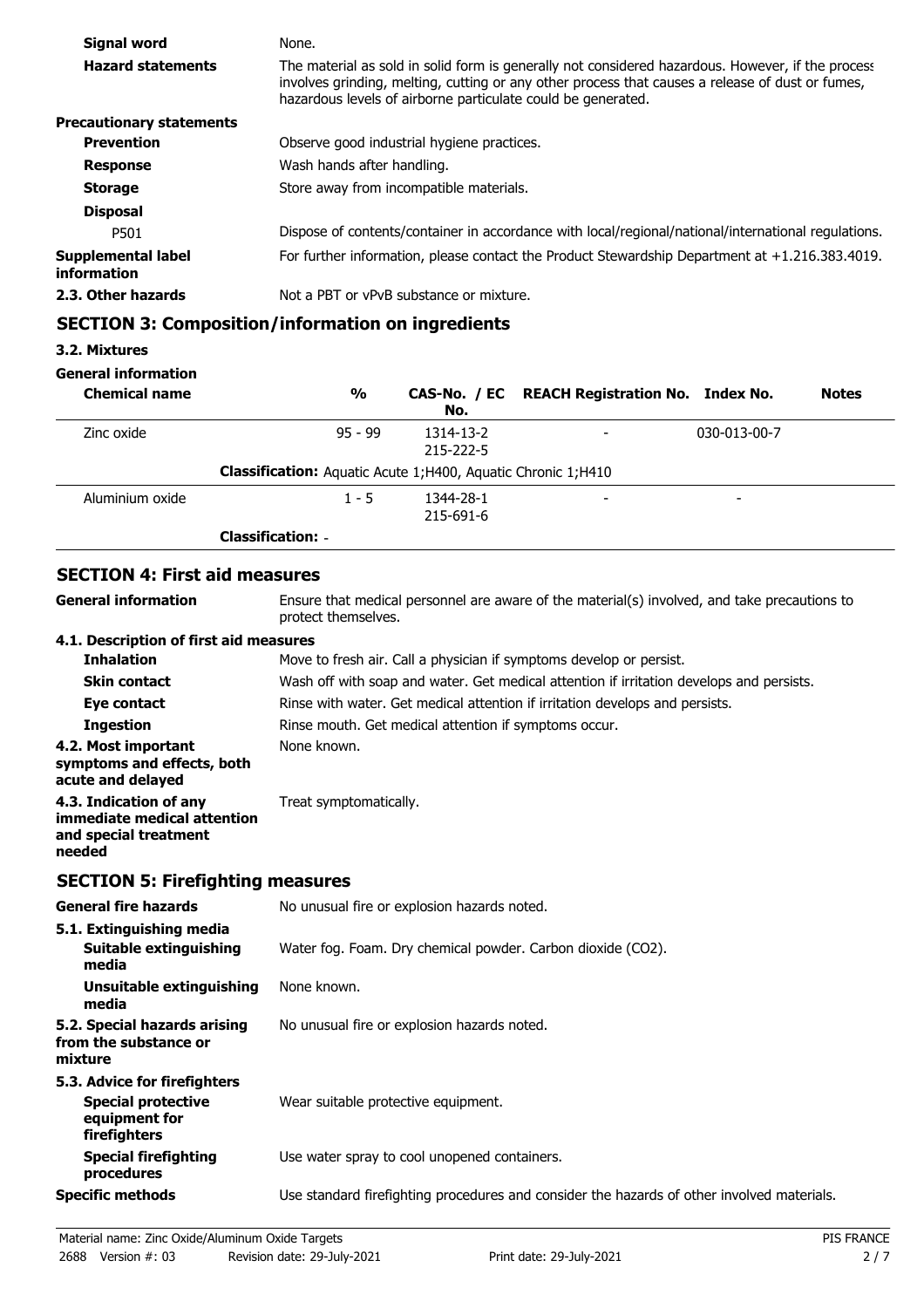**Signal word** None.

**Hazard statements** The material as sold in solid form is generally not considered hazardous. However, if the process involves grinding, melting, cutting or any other process that causes a release of dust or fumes, hazardous levels of airborne particulate could be generated.

**Precautionary statements**

**Prevention** Observe good industrial hygiene practices.

**Response** Wash hands after handling.

**Storage** Store away from incompatible materials.

**Disposal**

P501 Dispose of contents/container in accordance with local/regional/national/international regulations.

**Supplemental label information** For further information, please contact the Product Stewardship Department at +1.216.383.4019.

**2.3. Other hazards** Not a PBT or vPvB substance or mixture.

## SECTION 3: Composition/information on ingredients

**3.2. Mixtures**

**General information**

| Chemical name | % | CAS-No. / EC No. | REACH Registration No. | Index No. | Notes |
|---|---|---|---|---|---|
| Zinc oxide | 95 - 99 | 1314-13-2 215-222-5 | - | 030-013-00-7 | |
| **Classification:** Aquatic Acute 1;H400, Aquatic Chronic 1;H410 | | | | | |
| Aluminium oxide | 1 - 5 | 1344-28-1 215-691-6 | - | - | |
| **Classification:** - | | | | | |

## SECTION 4: First aid measures

**General information** Ensure that medical personnel are aware of the material(s) involved, and take precautions to protect themselves.

**4.1. Description of first aid measures**

**Inhalation** Move to fresh air. Call a physician if symptoms develop or persist.

**Skin contact** Wash off with soap and water. Get medical attention if irritation develops and persists.

**Eye contact** Rinse with water. Get medical attention if irritation develops and persists.

**Ingestion** Rinse mouth. Get medical attention if symptoms occur.

**4.2. Most important symptoms and effects, both acute and delayed** None known.

**4.3. Indication of any immediate medical attention and special treatment needed** Treat symptomatically.

## SECTION 5: Firefighting measures

**General fire hazards** No unusual fire or explosion hazards noted.

**5.1. Extinguishing media**

**Suitable extinguishing media** Water fog. Foam. Dry chemical powder. Carbon dioxide ($CO_2$).

**Unsuitable extinguishing media** None known.

**5.2. Special hazards arising from the substance or mixture** No unusual fire or explosion hazards noted.

**5.3. Advice for firefighters**

**Special protective equipment for firefighters** Wear suitable protective equipment.

**Special firefighting procedures** Use water spray to cool unopened containers.

**Specific methods** Use standard firefighting procedures and consider the hazards of other involved materials.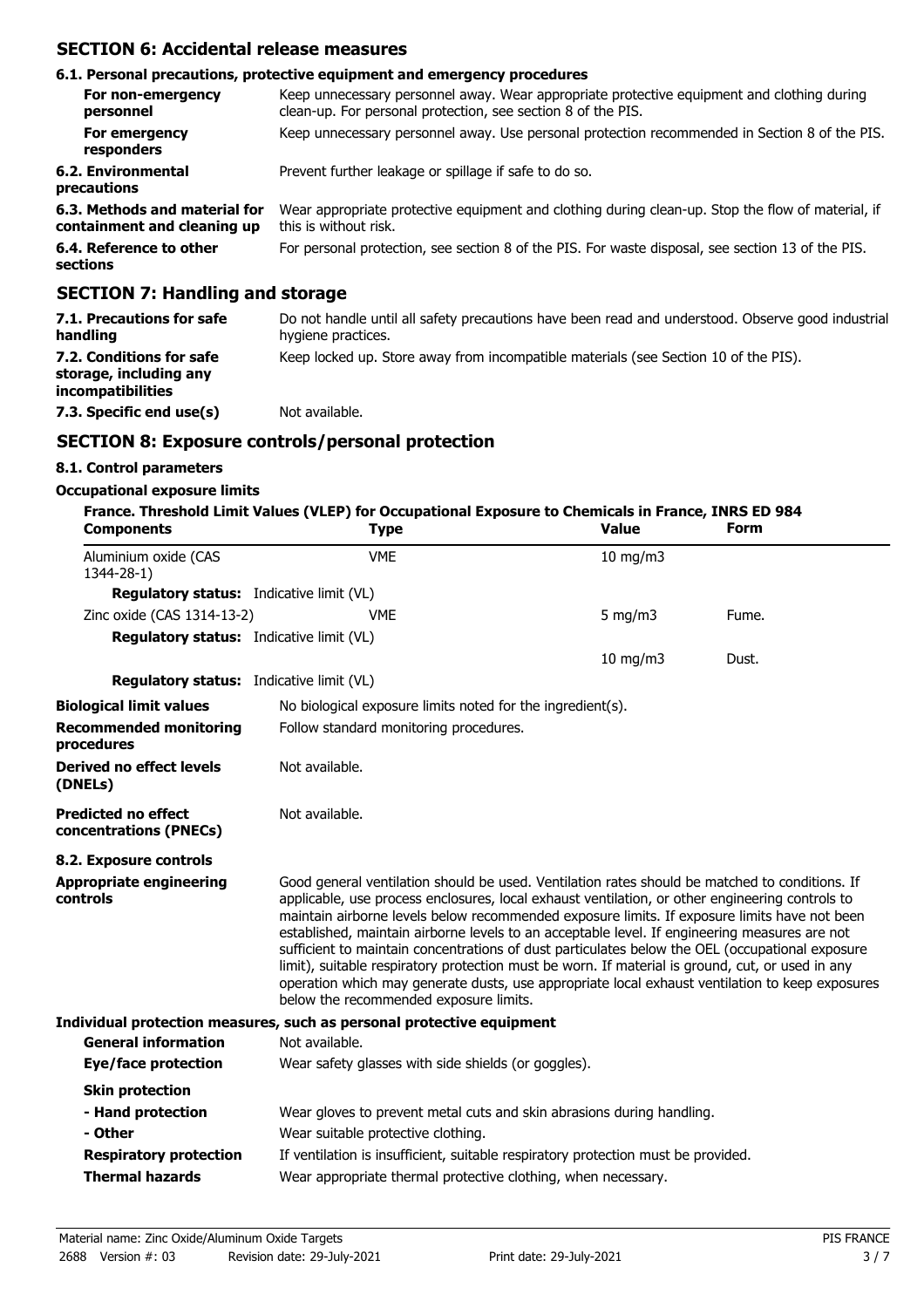## SECTION 6: Accidental release measures

### 6.1. Personal precautions, protective equipment and emergency procedures

| | |
|---|---|
| **For non-emergency personnel** | Keep unnecessary personnel away. Wear appropriate protective equipment and clothing during clean-up. For personal protection, see section 8 of the PIS. |
| **For emergency responders** | Keep unnecessary personnel away. Use personal protection recommended in Section 8 of the PIS. |
| **6.2. Environmental precautions** | Prevent further leakage or spillage if safe to do so. |
| **6.3. Methods and material for containment and cleaning up** | Wear appropriate protective equipment and clothing during clean-up. Stop the flow of material, if this is without risk. |
| **6.4. Reference to other sections** | For personal protection, see section 8 of the PIS. For waste disposal, see section 13 of the PIS. |

## SECTION 7: Handling and storage

| | |
|---|---|
| **7.1. Precautions for safe handling** | Do not handle until all safety precautions have been read and understood. Observe good industrial hygiene practices. |
| **7.2. Conditions for safe storage, including any incompatibilities** | Keep locked up. Store away from incompatible materials (see Section 10 of the PIS). |
| **7.3. Specific end use(s)** | Not available. |

## SECTION 8: Exposure controls/personal protection

### 8.1. Control parameters

**Occupational exposure limits**

**France. Threshold Limit Values (VLEP) for Occupational Exposure to Chemicals in France, INRS ED 984**

| Components | Type | Value | Form |
|---|---|---|---|
| Aluminium oxide (CAS 1344-28-1) | VME | 10 mg/m3 | |
| **Regulatory status:** Indicative limit (VL) | | | |
| Zinc oxide (CAS 1314-13-2) | VME | 5 mg/m3 | Fume. |
| **Regulatory status:** Indicative limit (VL) | | | |
| | | 10 mg/m3 | Dust. |
| **Regulatory status:** Indicative limit (VL) | | | |

| | |
|---|---|
| **Biological limit values** | No biological exposure limits noted for the ingredient(s). |
| **Recommended monitoring procedures** | Follow standard monitoring procedures. |
| **Derived no effect levels (DNELs)** | Not available. |
| **Predicted no effect concentrations (PNECs)** | Not available. |

### 8.2. Exposure controls

| | |
|---|---|
| **Appropriate engineering controls** | Good general ventilation should be used. Ventilation rates should be matched to conditions. If applicable, use process enclosures, local exhaust ventilation, or other engineering controls to maintain airborne levels below recommended exposure limits. If exposure limits have not been established, maintain airborne levels to an acceptable level. If engineering measures are not sufficient to maintain concentrations of dust particulates below the OEL (occupational exposure limit), suitable respiratory protection must be worn. If material is ground, cut, or used in any operation which may generate dusts, use appropriate local exhaust ventilation to keep exposures below the recommended exposure limits. |

**Individual protection measures, such as personal protective equipment**

| | |
|---|---|
| **General information** | Not available. |
| **Eye/face protection** | Wear safety glasses with side shields (or goggles). |
| **Skin protection** | |
| **- Hand protection** | Wear gloves to prevent metal cuts and skin abrasions during handling. |
| **- Other** | Wear suitable protective clothing. |
| **Respiratory protection** | If ventilation is insufficient, suitable respiratory protection must be provided. |
| **Thermal hazards** | Wear appropriate thermal protective clothing, when necessary. |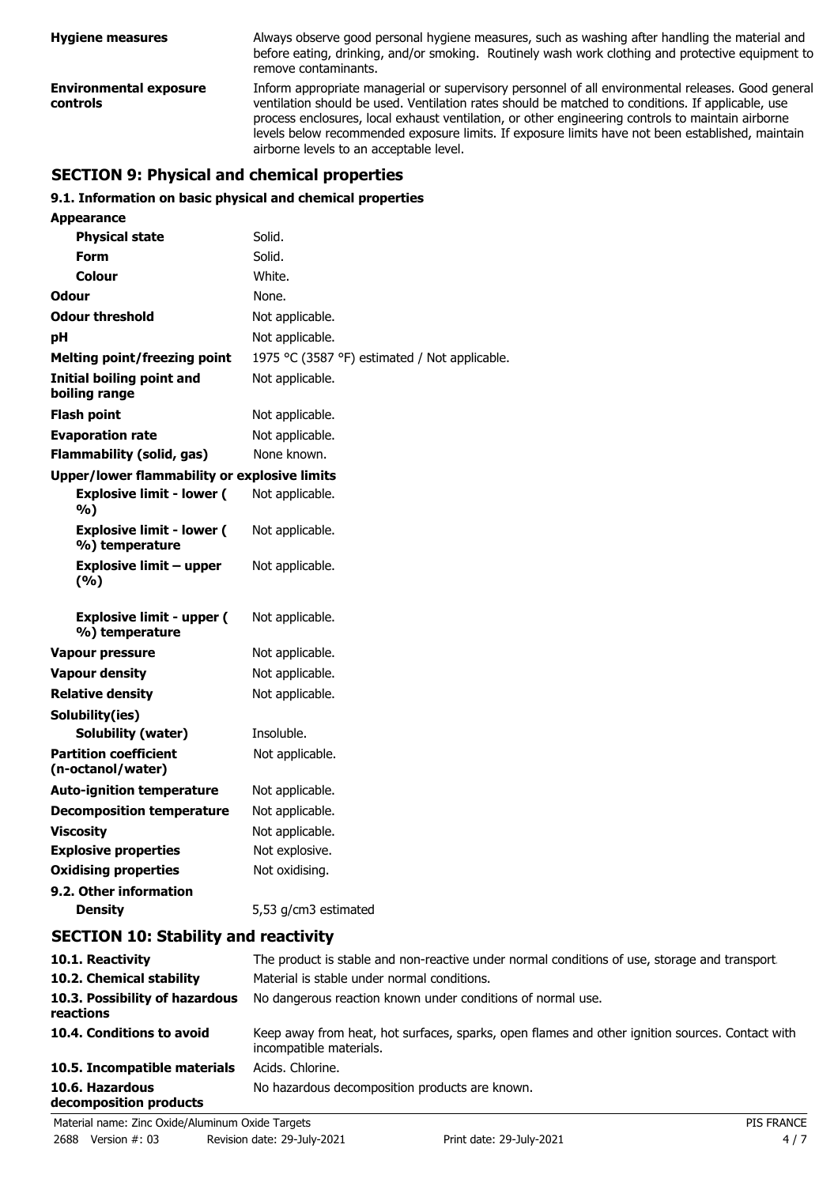| | |
|---|---|
| **Hygiene measures** | Always observe good personal hygiene measures, such as washing after handling the material and before eating, drinking, and/or smoking. Routinely wash work clothing and protective equipment to remove contaminants. |
| **Environmental exposure controls** | Inform appropriate managerial or supervisory personnel of all environmental releases. Good general ventilation should be used. Ventilation rates should be matched to conditions. If applicable, use process enclosures, local exhaust ventilation, or other engineering controls to maintain airborne levels below recommended exposure limits. If exposure limits have not been established, maintain airborne levels to an acceptable level. |

## SECTION 9: Physical and chemical properties

### 9.1. Information on basic physical and chemical properties

| | |
|---|---|
| **Appearance** | |
| **Physical state** | Solid. |
| **Form** | Solid. |
| **Colour** | White. |
| **Odour** | None. |
| **Odour threshold** | Not applicable. |
| **pH** | Not applicable. |
| **Melting point/freezing point** | 1975 °C (3587 °F) estimated / Not applicable. |
| **Initial boiling point and boiling range** | Not applicable. |
| **Flash point** | Not applicable. |
| **Evaporation rate** | Not applicable. |
| **Flammability (solid, gas)** | None known. |
| **Upper/lower flammability or explosive limits** | |
| **Explosive limit - lower ( %)** | Not applicable. |
| **Explosive limit - lower ( %) temperature** | Not applicable. |
| **Explosive limit – upper (%)** | Not applicable. |
| **Explosive limit - upper ( %) temperature** | Not applicable. |
| **Vapour pressure** | Not applicable. |
| **Vapour density** | Not applicable. |
| **Relative density** | Not applicable. |
| **Solubility(ies)** | |
| **Solubility (water)** | Insoluble. |
| **Partition coefficient (n-octanol/water)** | Not applicable. |
| **Auto-ignition temperature** | Not applicable. |
| **Decomposition temperature** | Not applicable. |
| **Viscosity** | Not applicable. |
| **Explosive properties** | Not explosive. |
| **Oxidising properties** | Not oxidising. |
| **9.2. Other information** | |
| **Density** | 5,53 g/cm3 estimated |

## SECTION 10: Stability and reactivity

| | |
|---|---|
| **10.1. Reactivity** | The product is stable and non-reactive under normal conditions of use, storage and transport. |
| **10.2. Chemical stability** | Material is stable under normal conditions. |
| **10.3. Possibility of hazardous reactions** | No dangerous reaction known under conditions of normal use. |
| **10.4. Conditions to avoid** | Keep away from heat, hot surfaces, sparks, open flames and other ignition sources. Contact with incompatible materials. |
| **10.5. Incompatible materials** | Acids. Chlorine. |
| **10.6. Hazardous decomposition products** | No hazardous decomposition products are known. |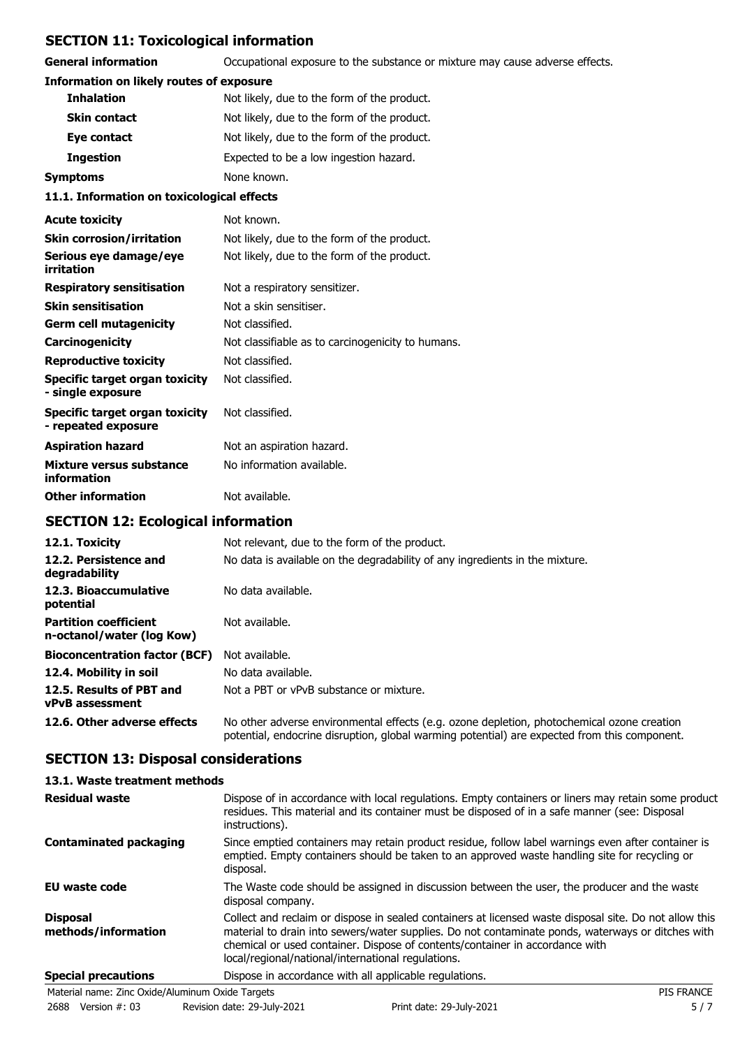## SECTION 11: Toxicological information

| | |
|---|---|
| **General information** | Occupational exposure to the substance or mixture may cause adverse effects. |

**Information on likely routes of exposure**

| | |
|---|---|
| **Inhalation** | Not likely, due to the form of the product. |
| **Skin contact** | Not likely, due to the form of the product. |
| **Eye contact** | Not likely, due to the form of the product. |
| **Ingestion** | Expected to be a low ingestion hazard. |
| **Symptoms** | None known. |

**11.1. Information on toxicological effects**

| | |
|---|---|
| **Acute toxicity** | Not known. |
| **Skin corrosion/irritation** | Not likely, due to the form of the product. |
| **Serious eye damage/eye irritation** | Not likely, due to the form of the product. |
| **Respiratory sensitisation** | Not a respiratory sensitizer. |
| **Skin sensitisation** | Not a skin sensitiser. |
| **Germ cell mutagenicity** | Not classified. |
| **Carcinogenicity** | Not classifiable as to carcinogenicity to humans. |
| **Reproductive toxicity** | Not classified. |
| **Specific target organ toxicity - single exposure** | Not classified. |
| **Specific target organ toxicity - repeated exposure** | Not classified. |
| **Aspiration hazard** | Not an aspiration hazard. |
| **Mixture versus substance information** | No information available. |
| **Other information** | Not available. |

## SECTION 12: Ecological information

| | |
|---|---|
| **12.1. Toxicity** | Not relevant, due to the form of the product. |
| **12.2. Persistence and degradability** | No data is available on the degradability of any ingredients in the mixture. |
| **12.3. Bioaccumulative potential** | No data available. |
| **Partition coefficient n-octanol/water (log Kow)** | Not available. |
| **Bioconcentration factor (BCF)** | Not available. |
| **12.4. Mobility in soil** | No data available. |
| **12.5. Results of PBT and vPvB assessment** | Not a PBT or vPvB substance or mixture. |
| **12.6. Other adverse effects** | No other adverse environmental effects (e.g. ozone depletion, photochemical ozone creation potential, endocrine disruption, global warming potential) are expected from this component. |

## SECTION 13: Disposal considerations

**13.1. Waste treatment methods**

| | |
|---|---|
| **Residual waste** | Dispose of in accordance with local regulations. Empty containers or liners may retain some product residues. This material and its container must be disposed of in a safe manner (see: Disposal instructions). |
| **Contaminated packaging** | Since emptied containers may retain product residue, follow label warnings even after container is emptied. Empty containers should be taken to an approved waste handling site for recycling or disposal. |
| **EU waste code** | The Waste code should be assigned in discussion between the user, the producer and the waste disposal company. |
| **Disposal methods/information** | Collect and reclaim or dispose in sealed containers at licensed waste disposal site. Do not allow this material to drain into sewers/water supplies. Do not contaminate ponds, waterways or ditches with chemical or used container. Dispose of contents/container in accordance with local/regional/national/international regulations. |
| **Special precautions** | Dispose in accordance with all applicable regulations. |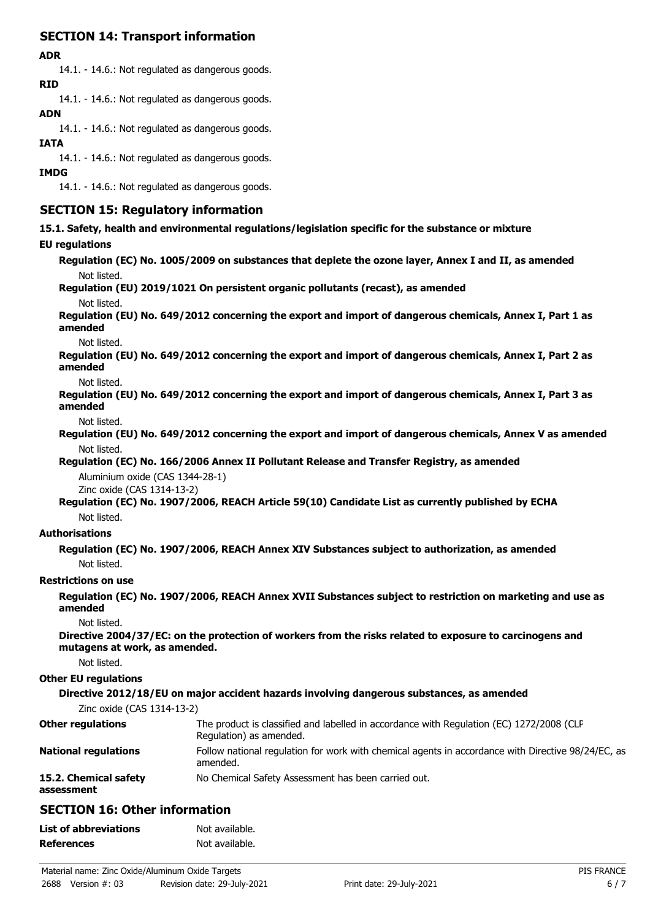## SECTION 14: Transport information

**ADR**

14.1. - 14.6.: Not regulated as dangerous goods.

**RID**

14.1. - 14.6.: Not regulated as dangerous goods.

**ADN**

14.1. - 14.6.: Not regulated as dangerous goods.

**IATA**

14.1. - 14.6.: Not regulated as dangerous goods.

**IMDG**

14.1. - 14.6.: Not regulated as dangerous goods.

## SECTION 15: Regulatory information

**15.1. Safety, health and environmental regulations/legislation specific for the substance or mixture**

**EU regulations**

**Regulation (EC) No. 1005/2009 on substances that deplete the ozone layer, Annex I and II, as amended**

Not listed.

**Regulation (EU) 2019/1021 On persistent organic pollutants (recast), as amended**

Not listed.

**Regulation (EU) No. 649/2012 concerning the export and import of dangerous chemicals, Annex I, Part 1 as amended**

Not listed.

**Regulation (EU) No. 649/2012 concerning the export and import of dangerous chemicals, Annex I, Part 2 as amended**

Not listed.

**Regulation (EU) No. 649/2012 concerning the export and import of dangerous chemicals, Annex I, Part 3 as amended**

Not listed.

**Regulation (EU) No. 649/2012 concerning the export and import of dangerous chemicals, Annex V as amended**

Not listed.

**Regulation (EC) No. 166/2006 Annex II Pollutant Release and Transfer Registry, as amended**

Aluminium oxide (CAS 1344-28-1)
Zinc oxide (CAS 1314-13-2)

**Regulation (EC) No. 1907/2006, REACH Article 59(10) Candidate List as currently published by ECHA**

Not listed.

**Authorisations**

**Regulation (EC) No. 1907/2006, REACH Annex XIV Substances subject to authorization, as amended**

Not listed.

**Restrictions on use**

**Regulation (EC) No. 1907/2006, REACH Annex XVII Substances subject to restriction on marketing and use as amended**

Not listed.

**Directive 2004/37/EC: on the protection of workers from the risks related to exposure to carcinogens and mutagens at work, as amended.**

Not listed.

**Other EU regulations**

**Directive 2012/18/EU on major accident hazards involving dangerous substances, as amended**

Zinc oxide (CAS 1314-13-2)

**Other regulations** The product is classified and labelled in accordance with Regulation (EC) 1272/2008 (CLP Regulation) as amended.

**National regulations** Follow national regulation for work with chemical agents in accordance with Directive 98/24/EC, as amended.

**15.2. Chemical safety assessment** No Chemical Safety Assessment has been carried out.

## SECTION 16: Other information

**List of abbreviations** Not available.

**References** Not available.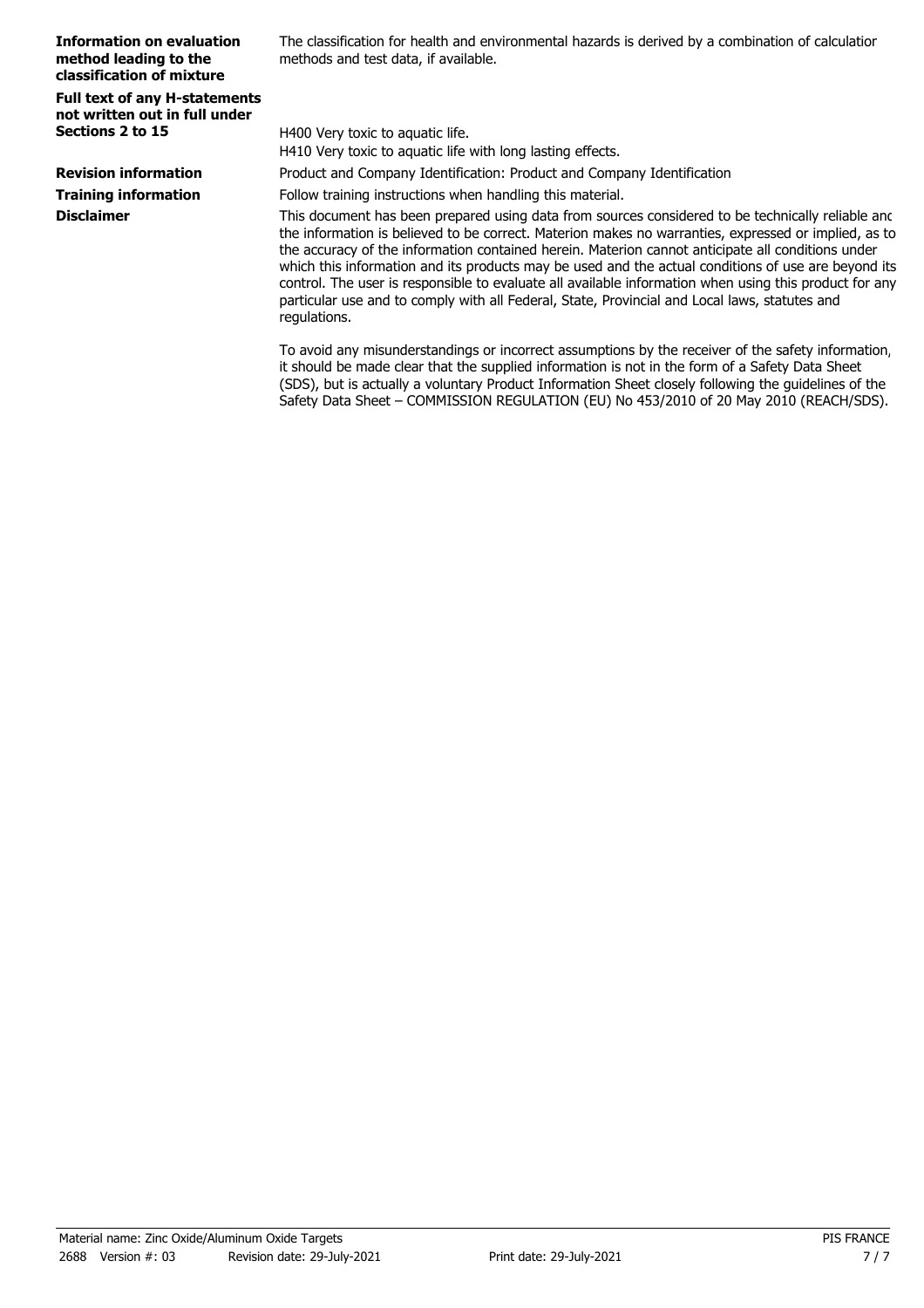**Information on evaluation method leading to the classification of mixture**

The classification for health and environmental hazards is derived by a combination of calculation methods and test data, if available.

**Full text of any H-statements not written out in full under Sections 2 to 15**

H400 Very toxic to aquatic life.
H410 Very toxic to aquatic life with long lasting effects.

**Revision information**

Product and Company Identification: Product and Company Identification

**Training information**

Follow training instructions when handling this material.

**Disclaimer**

This document has been prepared using data from sources considered to be technically reliable and the information is believed to be correct. Materion makes no warranties, expressed or implied, as to the accuracy of the information contained herein. Materion cannot anticipate all conditions under which this information and its products may be used and the actual conditions of use are beyond its control. The user is responsible to evaluate all available information when using this product for any particular use and to comply with all Federal, State, Provincial and Local laws, statutes and regulations.

To avoid any misunderstandings or incorrect assumptions by the receiver of the safety information, it should be made clear that the supplied information is not in the form of a Safety Data Sheet (SDS), but is actually a voluntary Product Information Sheet closely following the guidelines of the Safety Data Sheet – COMMISSION REGULATION (EU) No 453/2010 of 20 May 2010 (REACH/SDS).